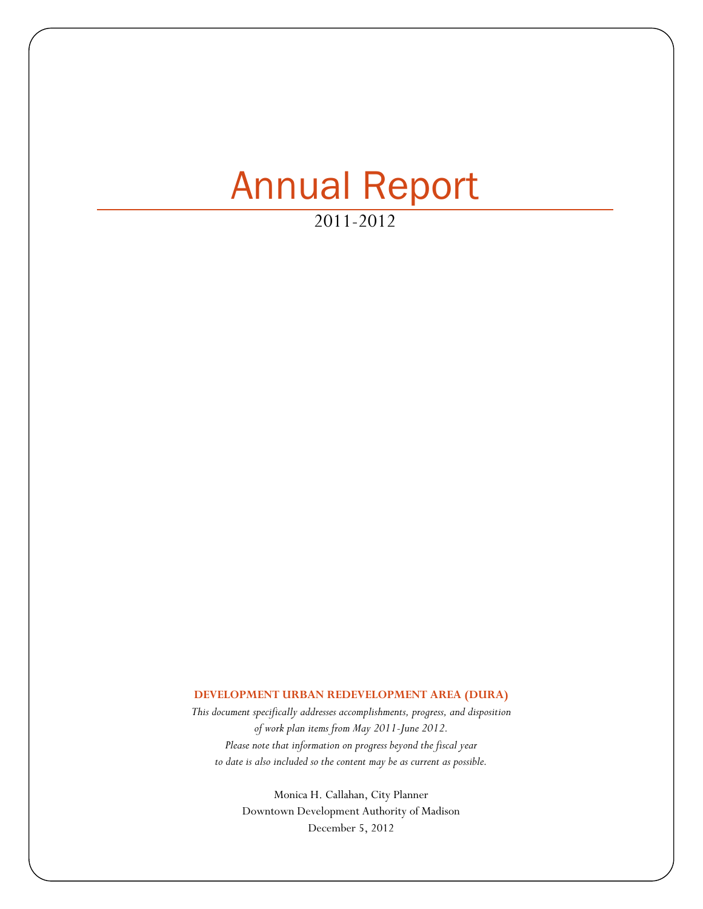# Annual Report

2011-2012

**DEVELOPMENT URBAN REDEVELOPMENT AREA (DURA)**

*This document specifically addresses accomplishments, progress, and disposition of work plan items from May 2011-June 2012. Please note that information on progress beyond the fiscal year to date is also included so the content may be as current as possible.*

Monica H. Callahan, City Planner
Downtown Development Authority of Madison
December 5, 2012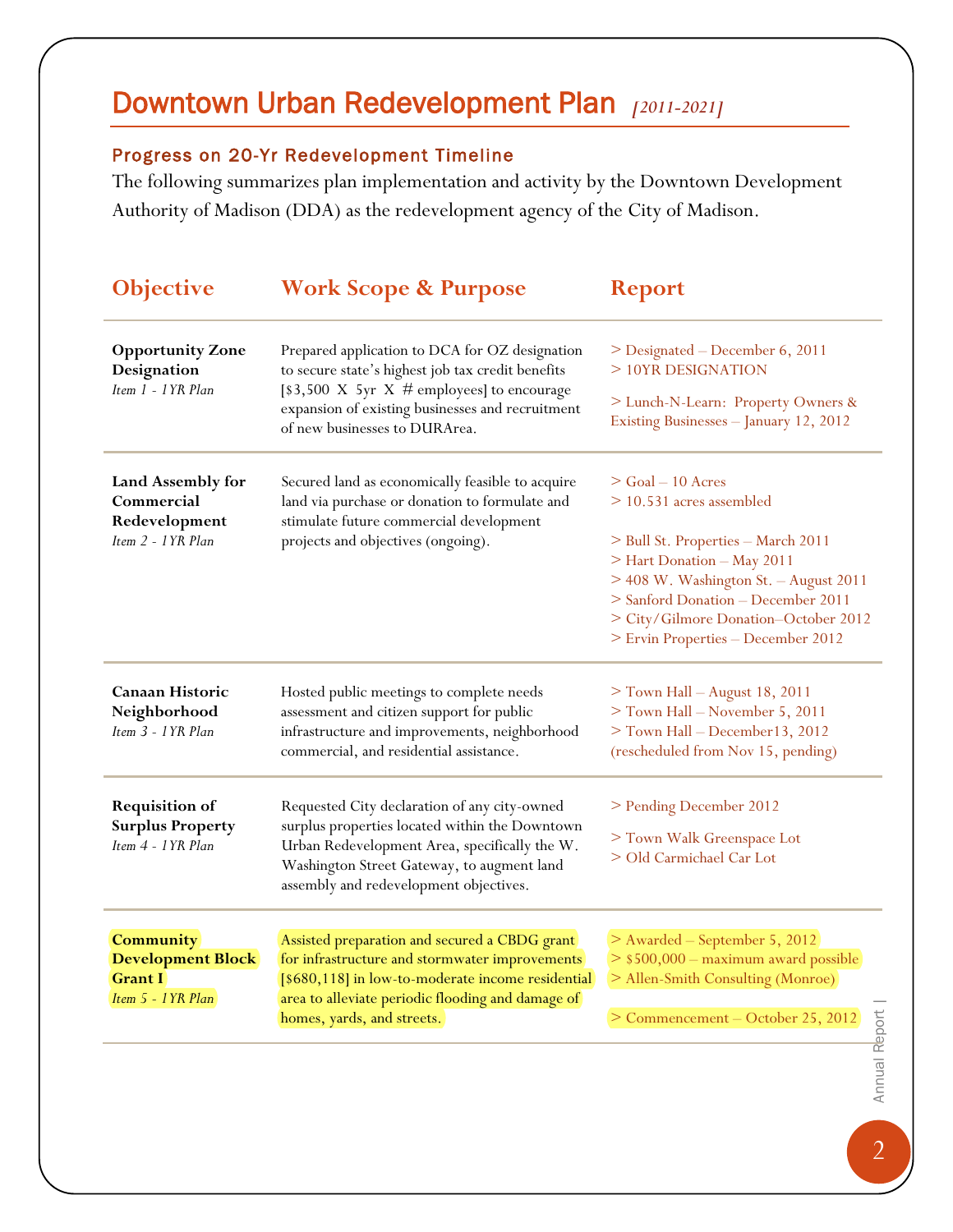# Downtown Urban Redevelopment Plan *[2011-2021]*

## Progress on 20-Yr Redevelopment Timeline

The following summarizes plan implementation and activity by the Downtown Development Authority of Madison (DDA) as the redevelopment agency of the City of Madison.

| Objective | Work Scope & Purpose | Report |
|---|---|---|
| **Opportunity Zone Designation** *Item 1 - 1YR Plan* | Prepared application to DCA for OZ designation to secure state's highest job tax credit benefits [$3,500 X 5yr X # employees] to encourage expansion of existing businesses and recruitment of new businesses to DURArea. | > Designated – December 6, 2011<br>> 10YR DESIGNATION<br><br>> Lunch-N-Learn: Property Owners & Existing Businesses – January 12, 2012 |
| **Land Assembly for Commercial Redevelopment** *Item 2 - 1YR Plan* | Secured land as economically feasible to acquire land via purchase or donation to formulate and stimulate future commercial development projects and objectives (ongoing). | > Goal – 10 Acres<br>> 10.531 acres assembled<br><br>> Bull St. Properties – March 2011<br>> Hart Donation – May 2011<br>> 408 W. Washington St. – August 2011<br>> Sanford Donation – December 2011<br>> City/Gilmore Donation–October 2012<br>> Ervin Properties – December 2012 |
| **Canaan Historic Neighborhood** *Item 3 - 1YR Plan* | Hosted public meetings to complete needs assessment and citizen support for public infrastructure and improvements, neighborhood commercial, and residential assistance. | > Town Hall – August 18, 2011<br>> Town Hall – November 5, 2011<br>> Town Hall – December13, 2012 (rescheduled from Nov 15, pending) |
| **Requisition of Surplus Property** *Item 4 - 1YR Plan* | Requested City declaration of any city-owned surplus properties located within the Downtown Urban Redevelopment Area, specifically the W. Washington Street Gateway, to augment land assembly and redevelopment objectives. | > Pending December 2012<br><br>> Town Walk Greenspace Lot<br>> Old Carmichael Car Lot |
| **Community Development Block Grant I** *Item 5 - 1YR Plan* | Assisted preparation and secured a CBDG grant for infrastructure and stormwater improvements [$680,118] in low-to-moderate income residential area to alleviate periodic flooding and damage of homes, yards, and streets. | > Awarded – September 5, 2012<br>> $500,000 – maximum award possible<br>> Allen-Smith Consulting (Monroe)<br><br>> Commencement – October 25, 2012 |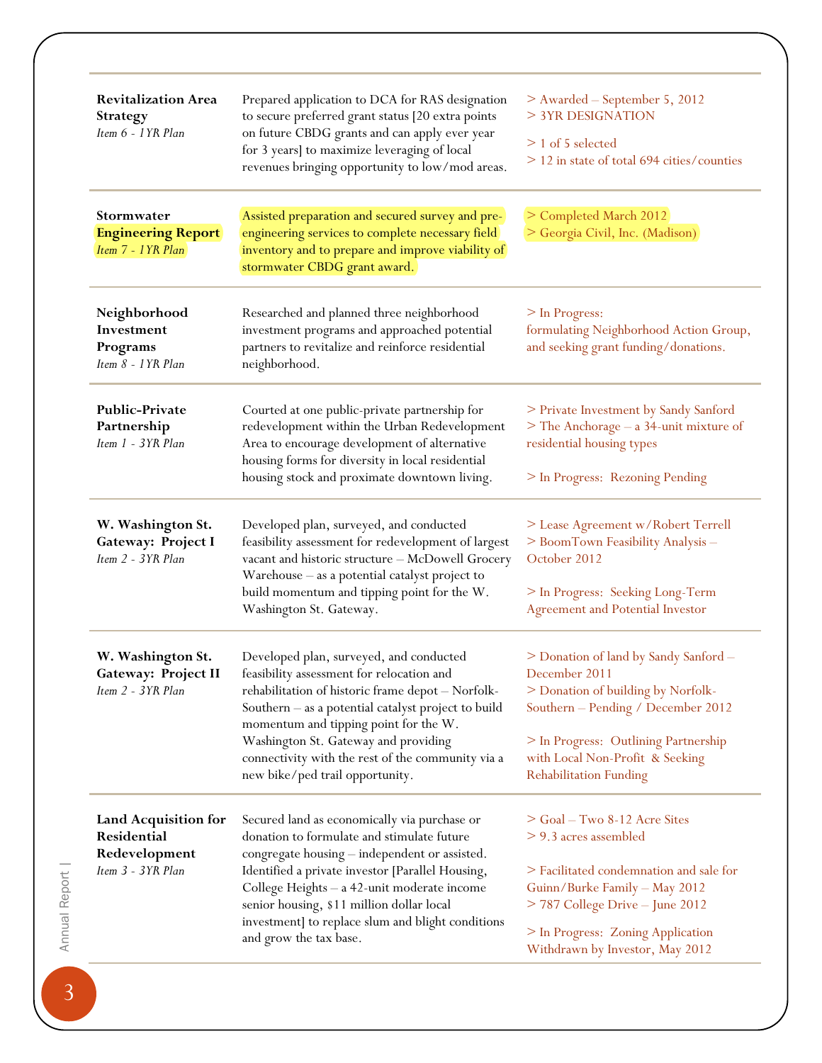| Item | Description | Status |
|---|---|---|
| **Revitalization Area Strategy**<br>*Item 6 - 1YR Plan* | Prepared application to DCA for RAS designation to secure preferred grant status [20 extra points on future CBDG grants and can apply ever year for 3 years] to maximize leveraging of local revenues bringing opportunity to low/mod areas. | > Awarded – September 5, 2012<br>> 3YR DESIGNATION<br>> 1 of 5 selected<br>> 12 in state of total 694 cities/counties |
| **Stormwater Engineering Report**<br>*Item 7 - 1YR Plan* | Assisted preparation and secured survey and pre-engineering services to complete necessary field inventory and to prepare and improve viability of stormwater CBDG grant award. | > Completed March 2012<br>> Georgia Civil, Inc. (Madison) |
| **Neighborhood Investment Programs**<br>*Item 8 - 1YR Plan* | Researched and planned three neighborhood investment programs and approached potential partners to revitalize and reinforce residential neighborhood. | > In Progress: formulating Neighborhood Action Group, and seeking grant funding/donations. |
| **Public-Private Partnership**<br>*Item 1 - 3YR Plan* | Courted at one public-private partnership for redevelopment within the Urban Redevelopment Area to encourage development of alternative housing forms for diversity in local residential housing stock and proximate downtown living. | > Private Investment by Sandy Sanford<br>> The Anchorage – a 34-unit mixture of residential housing types<br>> In Progress: Rezoning Pending |
| **W. Washington St. Gateway: Project I**<br>*Item 2 - 3YR Plan* | Developed plan, surveyed, and conducted feasibility assessment for redevelopment of largest vacant and historic structure – McDowell Grocery Warehouse – as a potential catalyst project to build momentum and tipping point for the W. Washington St. Gateway. | > Lease Agreement w/Robert Terrell<br>> BoomTown Feasibility Analysis – October 2012<br>> In Progress: Seeking Long-Term Agreement and Potential Investor |
| **W. Washington St. Gateway: Project II**<br>*Item 2 - 3YR Plan* | Developed plan, surveyed, and conducted feasibility assessment for relocation and rehabilitation of historic frame depot – Norfolk-Southern – as a potential catalyst project to build momentum and tipping point for the W. Washington St. Gateway and providing connectivity with the rest of the community via a new bike/ped trail opportunity. | > Donation of land by Sandy Sanford – December 2011<br>> Donation of building by Norfolk-Southern – Pending / December 2012<br>> In Progress: Outlining Partnership with Local Non-Profit & Seeking Rehabilitation Funding |
| **Land Acquisition for Residential Redevelopment**<br>*Item 3 - 3YR Plan* | Secured land as economically via purchase or donation to formulate and stimulate future congregate housing – independent or assisted. Identified a private investor [Parallel Housing, College Heights – a 42-unit moderate income senior housing, $11 million dollar local investment] to replace slum and blight conditions and grow the tax base. | > Goal – Two 8-12 Acre Sites<br>> 9.3 acres assembled<br>> Facilitated condemnation and sale for Guinn/Burke Family – May 2012<br>> 787 College Drive – June 2012<br>> In Progress: Zoning Application Withdrawn by Investor, May 2012 |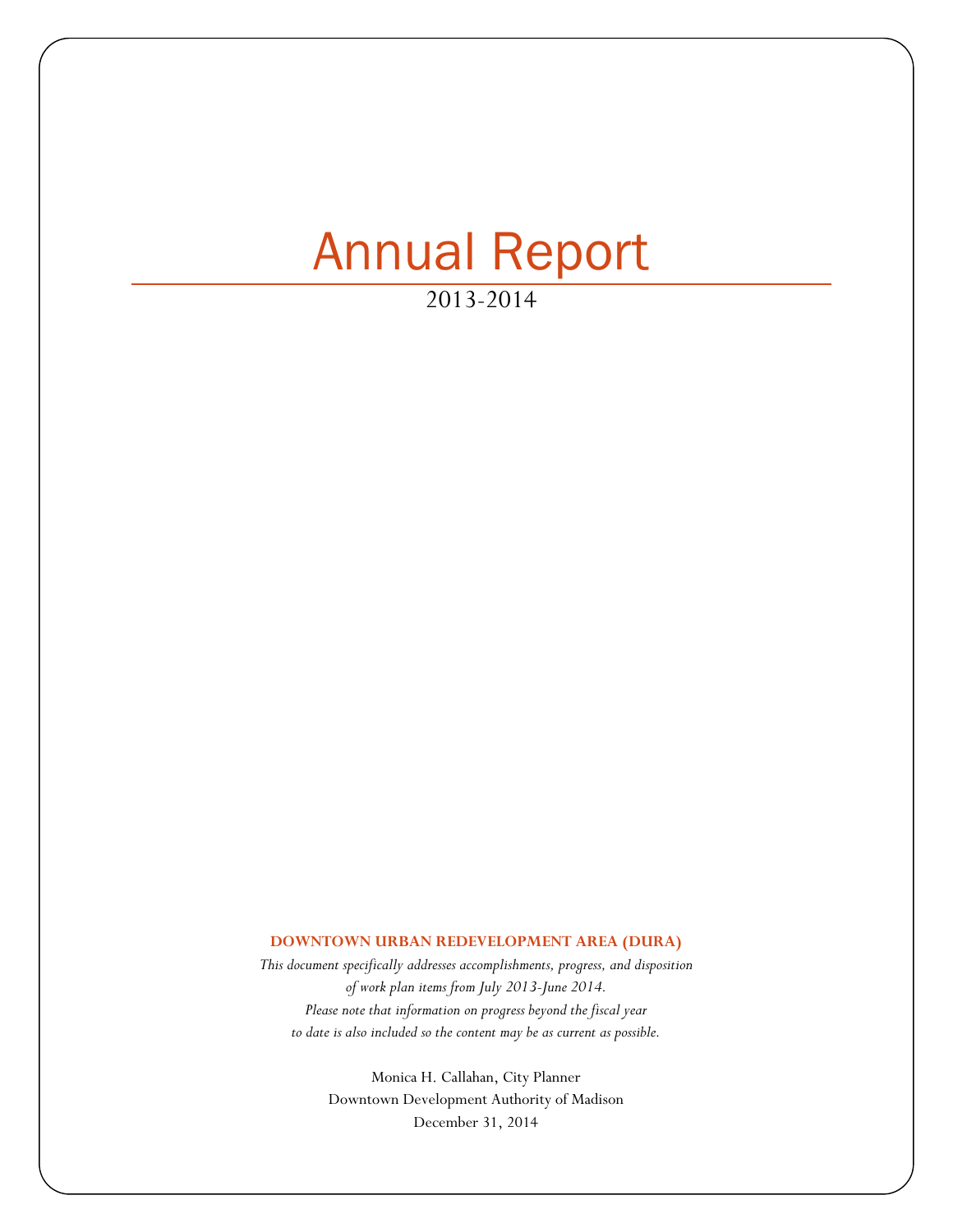# Annual Report

2013-2014

**DOWNTOWN URBAN REDEVELOPMENT AREA (DURA)**

*This document specifically addresses accomplishments, progress, and disposition of work plan items from July 2013-June 2014. Please note that information on progress beyond the fiscal year to date is also included so the content may be as current as possible.*

Monica H. Callahan, City Planner
Downtown Development Authority of Madison
December 31, 2014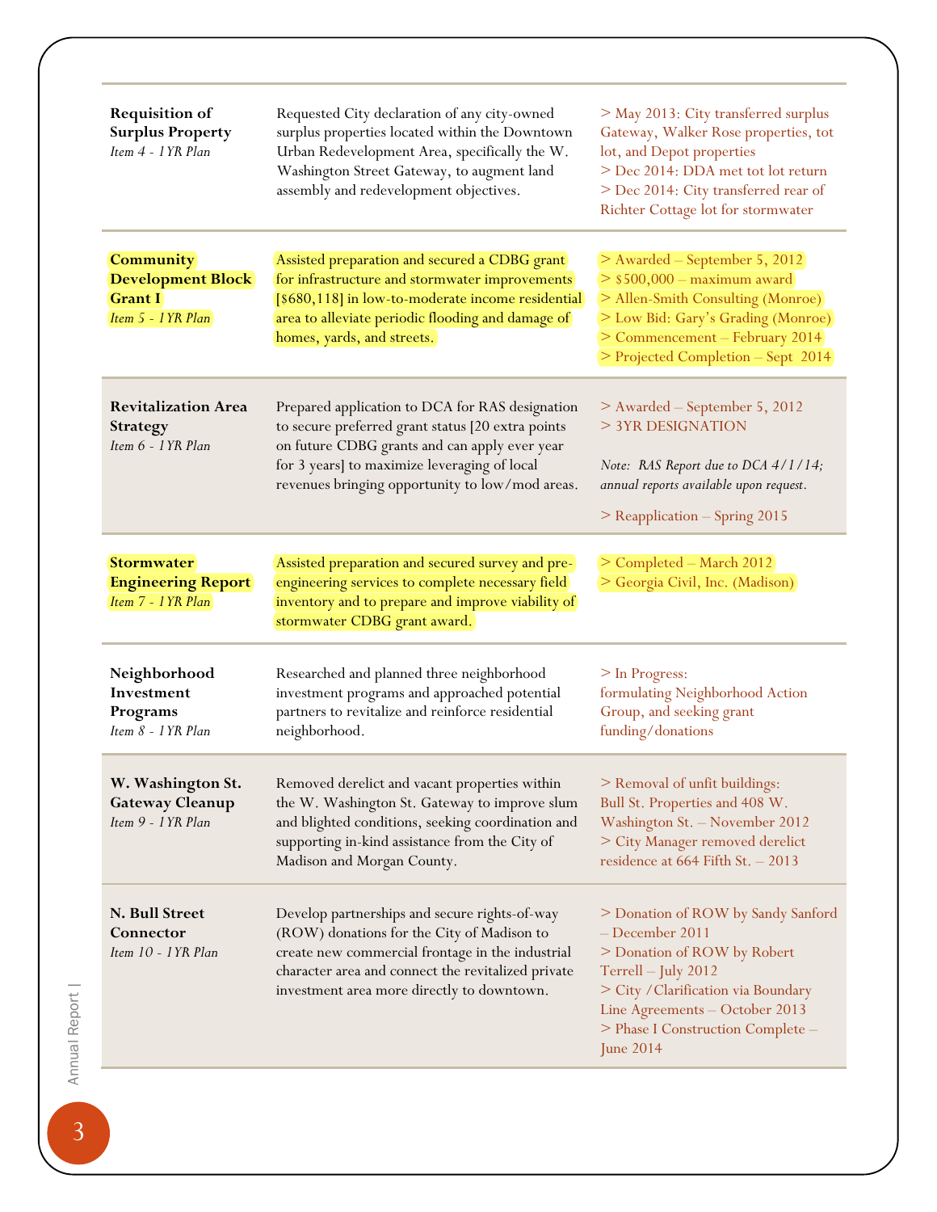| | | |
|---|---|---|
| **Requisition of Surplus Property**<br>*Item 4 - 1YR Plan* | Requested City declaration of any city-owned surplus properties located within the Downtown Urban Redevelopment Area, specifically the W. Washington Street Gateway, to augment land assembly and redevelopment objectives. | > May 2013: City transferred surplus Gateway, Walker Rose properties, tot lot, and Depot properties<br>> Dec 2014: DDA met tot lot return<br>> Dec 2014: City transferred rear of Richter Cottage lot for stormwater |
| **Community Development Block Grant I**<br>*Item 5 - 1YR Plan* | Assisted preparation and secured a CDBG grant for infrastructure and stormwater improvements [$680,118] in low-to-moderate income residential area to alleviate periodic flooding and damage of homes, yards, and streets. | > Awarded – September 5, 2012<br>> $500,000 – maximum award<br>> Allen-Smith Consulting (Monroe)<br>> Low Bid: Gary's Grading (Monroe)<br>> Commencement – February 2014<br>> Projected Completion – Sept 2014 |
| **Revitalization Area Strategy**<br>*Item 6 - 1YR Plan* | Prepared application to DCA for RAS designation to secure preferred grant status [20 extra points on future CDBG grants and can apply ever year for 3 years] to maximize leveraging of local revenues bringing opportunity to low/mod areas. | > Awarded – September 5, 2012<br>> 3YR DESIGNATION<br><br>*Note: RAS Report due to DCA 4/1/14; annual reports available upon request.*<br><br>> Reapplication – Spring 2015 |
| **Stormwater Engineering Report**<br>*Item 7 - 1YR Plan* | Assisted preparation and secured survey and pre-engineering services to complete necessary field inventory and to prepare and improve viability of stormwater CDBG grant award. | > Completed – March 2012<br>> Georgia Civil, Inc. (Madison) |
| **Neighborhood Investment Programs**<br>*Item 8 - 1YR Plan* | Researched and planned three neighborhood investment programs and approached potential partners to revitalize and reinforce residential neighborhood. | > In Progress:<br>formulating Neighborhood Action Group, and seeking grant funding/donations |
| **W. Washington St. Gateway Cleanup**<br>*Item 9 - 1YR Plan* | Removed derelict and vacant properties within the W. Washington St. Gateway to improve slum and blighted conditions, seeking coordination and supporting in-kind assistance from the City of Madison and Morgan County. | > Removal of unfit buildings:<br>Bull St. Properties and 408 W. Washington St. – November 2012<br>> City Manager removed derelict residence at 664 Fifth St. – 2013 |
| **N. Bull Street Connector**<br>*Item 10 - 1YR Plan* | Develop partnerships and secure rights-of-way (ROW) donations for the City of Madison to create new commercial frontage in the industrial character area and connect the revitalized private investment area more directly to downtown. | > Donation of ROW by Sandy Sanford – December 2011<br>> Donation of ROW by Robert Terrell – July 2012<br>> City /Clarification via Boundary Line Agreements – October 2013<br>> Phase I Construction Complete – June 2014 |